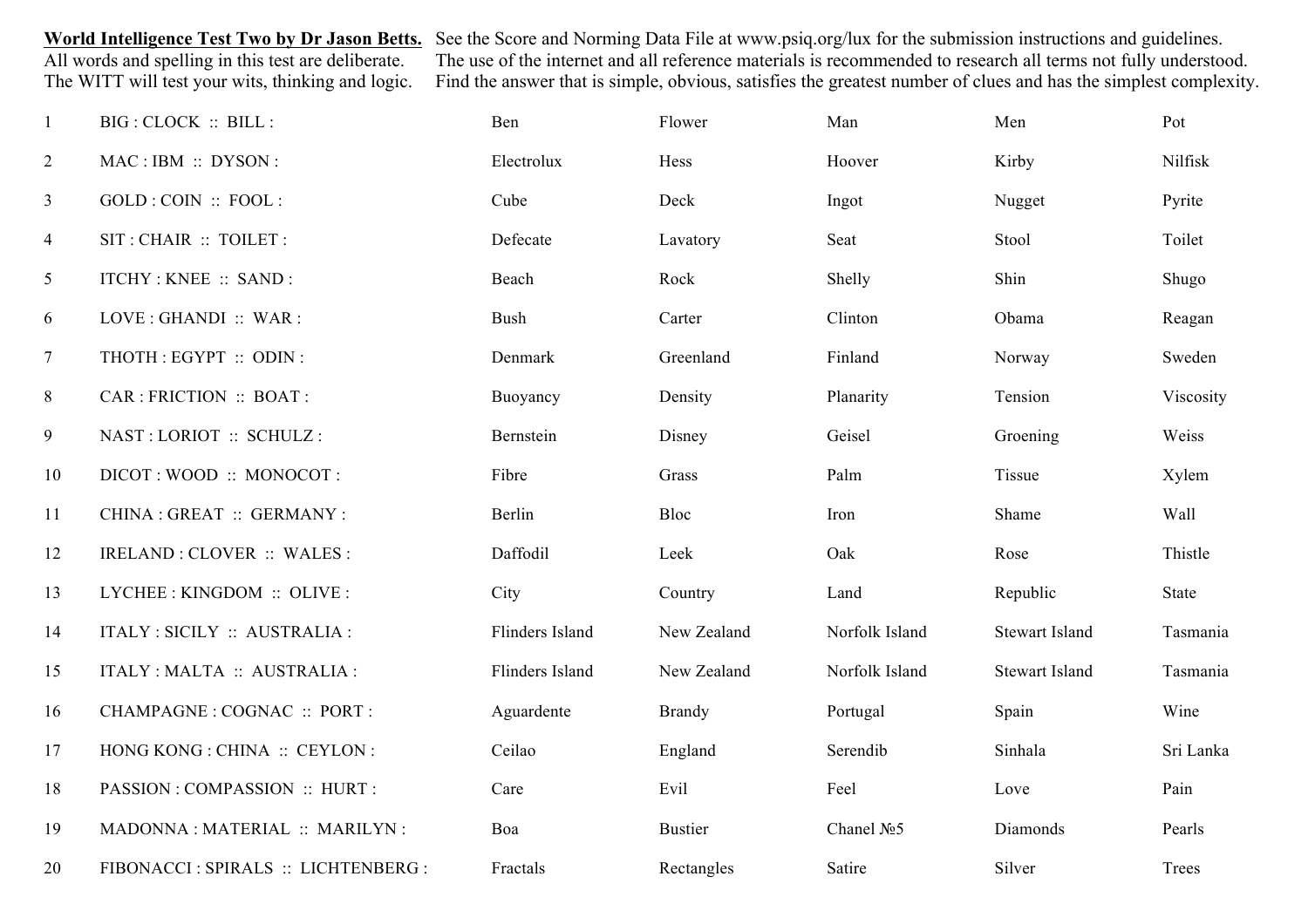**World Intelligence Test Two by Dr Jason Betts.**
All words and spelling in this test are deliberate.
The WITT will test your wits, thinking and logic.

See the Score and Norming Data File at www.psiq.org/lux for the submission instructions and guidelines.
The use of the internet and all reference materials is recommended to research all terms not fully understood.
Find the answer that is simple, obvious, satisfies the greatest number of clues and has the simplest complexity.

| | | | | | | |
|---|---|---|---|---|---|---|
| 1 | BIG : CLOCK :: BILL : | Ben | Flower | Man | Men | Pot |
| 2 | MAC : IBM :: DYSON : | Electrolux | Hess | Hoover | Kirby | Nilfisk |
| 3 | GOLD : COIN :: FOOL : | Cube | Deck | Ingot | Nugget | Pyrite |
| 4 | SIT : CHAIR :: TOILET : | Defecate | Lavatory | Seat | Stool | Toilet |
| 5 | ITCHY : KNEE :: SAND : | Beach | Rock | Shelly | Shin | Shugo |
| 6 | LOVE : GHANDI :: WAR : | Bush | Carter | Clinton | Obama | Reagan |
| 7 | THOTH : EGYPT :: ODIN : | Denmark | Greenland | Finland | Norway | Sweden |
| 8 | CAR : FRICTION :: BOAT : | Buoyancy | Density | Planarity | Tension | Viscosity |
| 9 | NAST : LORIOT :: SCHULZ : | Bernstein | Disney | Geisel | Groening | Weiss |
| 10 | DICOT : WOOD :: MONOCOT : | Fibre | Grass | Palm | Tissue | Xylem |
| 11 | CHINA : GREAT :: GERMANY : | Berlin | Bloc | Iron | Shame | Wall |
| 12 | IRELAND : CLOVER :: WALES : | Daffodil | Leek | Oak | Rose | Thistle |
| 13 | LYCHEE : KINGDOM :: OLIVE : | City | Country | Land | Republic | State |
| 14 | ITALY : SICILY :: AUSTRALIA : | Flinders Island | New Zealand | Norfolk Island | Stewart Island | Tasmania |
| 15 | ITALY : MALTA :: AUSTRALIA : | Flinders Island | New Zealand | Norfolk Island | Stewart Island | Tasmania |
| 16 | CHAMPAGNE : COGNAC :: PORT : | Aguardente | Brandy | Portugal | Spain | Wine |
| 17 | HONG KONG : CHINA :: CEYLON : | Ceilao | England | Serendib | Sinhala | Sri Lanka |
| 18 | PASSION : COMPASSION :: HURT : | Care | Evil | Feel | Love | Pain |
| 19 | MADONNA : MATERIAL :: MARILYN : | Boa | Bustier | Chanel №5 | Diamonds | Pearls |
| 20 | FIBONACCI : SPIRALS :: LICHTENBERG : | Fractals | Rectangles | Satire | Silver | Trees |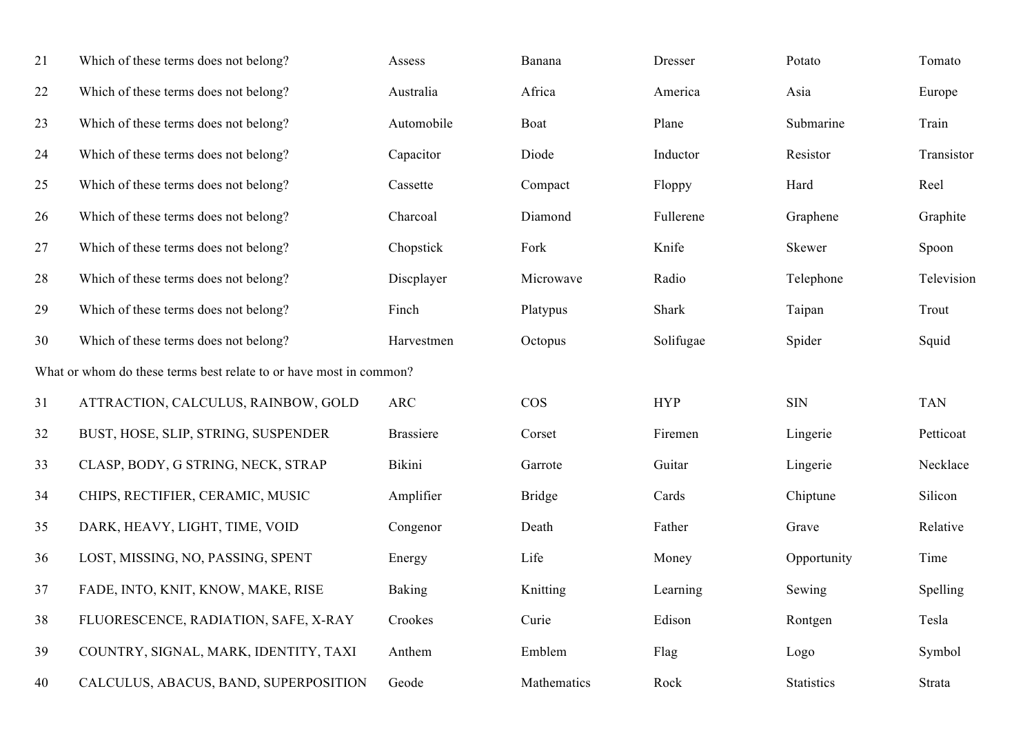| | | | | | | |
|---|---|---|---|---|---|---|
| 21 | Which of these terms does not belong? | Assess | Banana | Dresser | Potato | Tomato |
| 22 | Which of these terms does not belong? | Australia | Africa | America | Asia | Europe |
| 23 | Which of these terms does not belong? | Automobile | Boat | Plane | Submarine | Train |
| 24 | Which of these terms does not belong? | Capacitor | Diode | Inductor | Resistor | Transistor |
| 25 | Which of these terms does not belong? | Cassette | Compact | Floppy | Hard | Reel |
| 26 | Which of these terms does not belong? | Charcoal | Diamond | Fullerene | Graphene | Graphite |
| 27 | Which of these terms does not belong? | Chopstick | Fork | Knife | Skewer | Spoon |
| 28 | Which of these terms does not belong? | Discplayer | Microwave | Radio | Telephone | Television |
| 29 | Which of these terms does not belong? | Finch | Platypus | Shark | Taipan | Trout |
| 30 | Which of these terms does not belong? | Harvestmen | Octopus | Solifugae | Spider | Squid |

What or whom do these terms best relate to or have most in common?

| | | | | | | |
|---|---|---|---|---|---|---|
| 31 | ATTRACTION, CALCULUS, RAINBOW, GOLD | ARC | COS | HYP | SIN | TAN |
| 32 | BUST, HOSE, SLIP, STRING, SUSPENDER | Brassiere | Corset | Firemen | Lingerie | Petticoat |
| 33 | CLASP, BODY, G STRING, NECK, STRAP | Bikini | Garrote | Guitar | Lingerie | Necklace |
| 34 | CHIPS, RECTIFIER, CERAMIC, MUSIC | Amplifier | Bridge | Cards | Chiptune | Silicon |
| 35 | DARK, HEAVY, LIGHT, TIME, VOID | Congenor | Death | Father | Grave | Relative |
| 36 | LOST, MISSING, NO, PASSING, SPENT | Energy | Life | Money | Opportunity | Time |
| 37 | FADE, INTO, KNIT, KNOW, MAKE, RISE | Baking | Knitting | Learning | Sewing | Spelling |
| 38 | FLUORESCENCE, RADIATION, SAFE, X-RAY | Crookes | Curie | Edison | Rontgen | Tesla |
| 39 | COUNTRY, SIGNAL, MARK, IDENTITY, TAXI | Anthem | Emblem | Flag | Logo | Symbol |
| 40 | CALCULUS, ABACUS, BAND, SUPERPOSITION | Geode | Mathematics | Rock | Statistics | Strata |